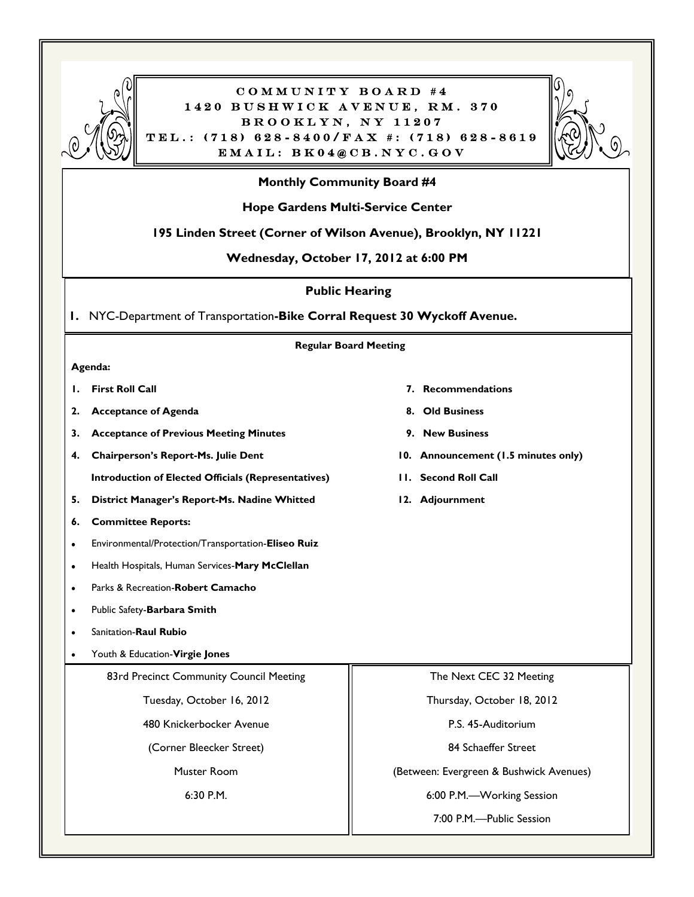# COMMUNITY BOARD #4

**1420 BUSHWICK AVENUE, RM. 370**

**BROOKLYN, NY 11207**

**TEL.: (718) 628-8400/FAX #: (718) 628-8619**

**EMAIL: BK04@CB.NYC.GOV**

## Monthly Community Board #4

**Hope Gardens Multi-Service Center**

**195 Linden Street (Corner of Wilson Avenue), Brooklyn, NY 11221**

**Wednesday, October 17, 2012 at 6:00 PM**

## Public Hearing

1. NYC-Department of Transportation-**Bike Corral Request 30 Wyckoff Avenue.**

## Regular Board Meeting

**Agenda:**

1. **First Roll Call**
2. **Acceptance of Agenda**
3. **Acceptance of Previous Meeting Minutes**
4. **Chairperson's Report-Ms. Julie Dent**
   **Introduction of Elected Officials (Representatives)**
5. **District Manager's Report-Ms. Nadine Whitted**
6. **Committee Reports:**
   - Environmental/Protection/Transportation-**Eliseo Ruiz**
   - Health Hospitals, Human Services-**Mary McClellan**
   - Parks & Recreation-**Robert Camacho**
   - Public Safety-**Barbara Smith**
   - Sanitation-**Raul Rubio**
   - Youth & Education-**Virgie Jones**
7. **Recommendations**
8. **Old Business**
9. **New Business**
10. **Announcement (1.5 minutes only)**
11. **Second Roll Call**
12. **Adjournment**

83rd Precinct Community Council Meeting

Tuesday, October 16, 2012

480 Knickerbocker Avenue

(Corner Bleecker Street)

Muster Room

6:30 P.M.

The Next CEC 32 Meeting

Thursday, October 18, 2012

P.S. 45-Auditorium

84 Schaeffer Street

(Between: Evergreen & Bushwick Avenues)

6:00 P.M.—Working Session

7:00 P.M.—Public Session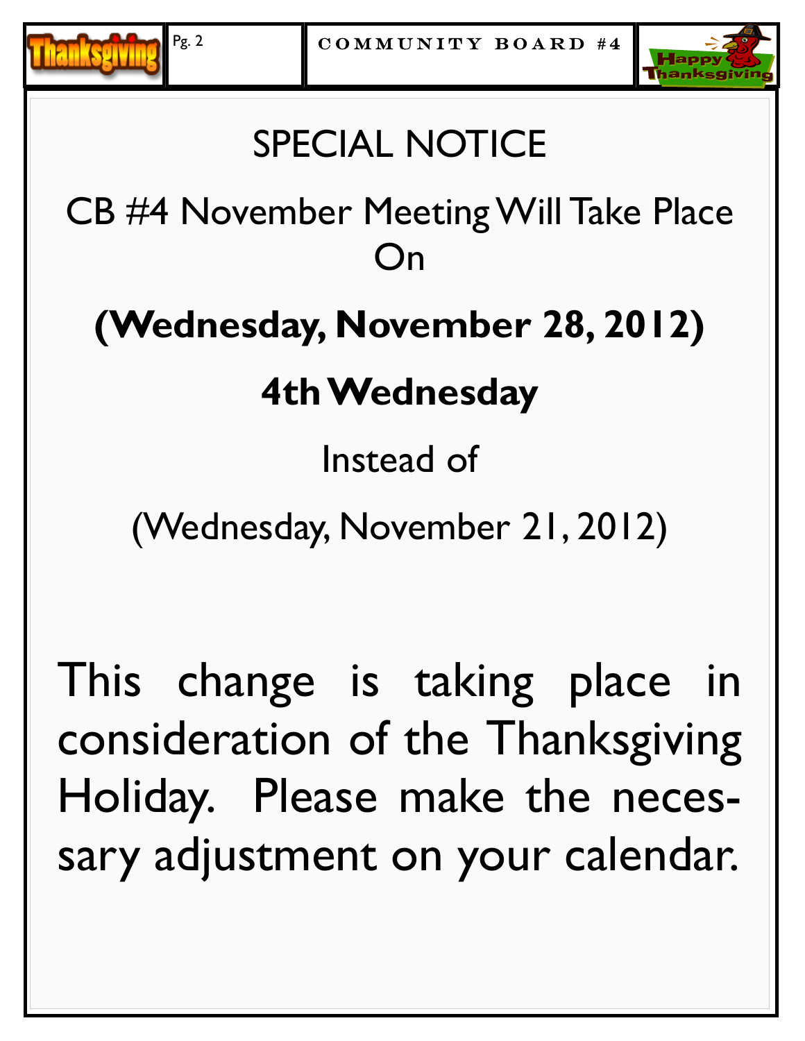# SPECIAL NOTICE

CB #4 November Meeting Will Take Place On

**(Wednesday, November 28, 2012)**

**4th Wednesday**

Instead of

(Wednesday, November 21, 2012)

This change is taking place in consideration of the Thanksgiving Holiday. Please make the necessary adjustment on your calendar.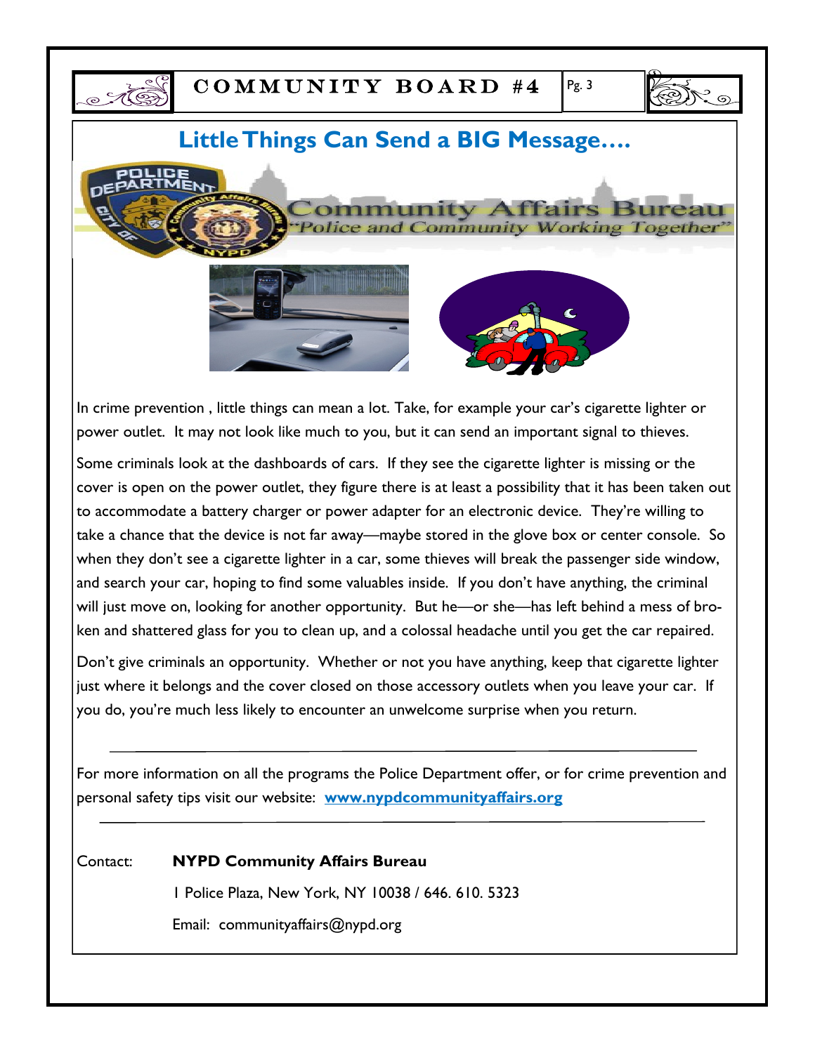## Little Things Can Send a BIG Message….

Community Affairs Bureau
"Police and Community Working Together"

In crime prevention , little things can mean a lot. Take, for example your car's cigarette lighter or power outlet. It may not look like much to you, but it can send an important signal to thieves.

Some criminals look at the dashboards of cars. If they see the cigarette lighter is missing or the cover is open on the power outlet, they figure there is at least a possibility that it has been taken out to accommodate a battery charger or power adapter for an electronic device. They're willing to take a chance that the device is not far away—maybe stored in the glove box or center console. So when they don't see a cigarette lighter in a car, some thieves will break the passenger side window, and search your car, hoping to find some valuables inside. If you don't have anything, the criminal will just move on, looking for another opportunity. But he—or she—has left behind a mess of broken and shattered glass for you to clean up, and a colossal headache until you get the car repaired.

Don't give criminals an opportunity. Whether or not you have anything, keep that cigarette lighter just where it belongs and the cover closed on those accessory outlets when you leave your car. If you do, you're much less likely to encounter an unwelcome surprise when you return.

---

For more information on all the programs the Police Department offer, or for crime prevention and personal safety tips visit our website: **[www.nypdcommunityaffairs.org](http://www.nypdcommunityaffairs.org)**

---

Contact: **NYPD Community Affairs Bureau**

1 Police Plaza, New York, NY 10038 / 646. 610. 5323

Email: communityaffairs@nypd.org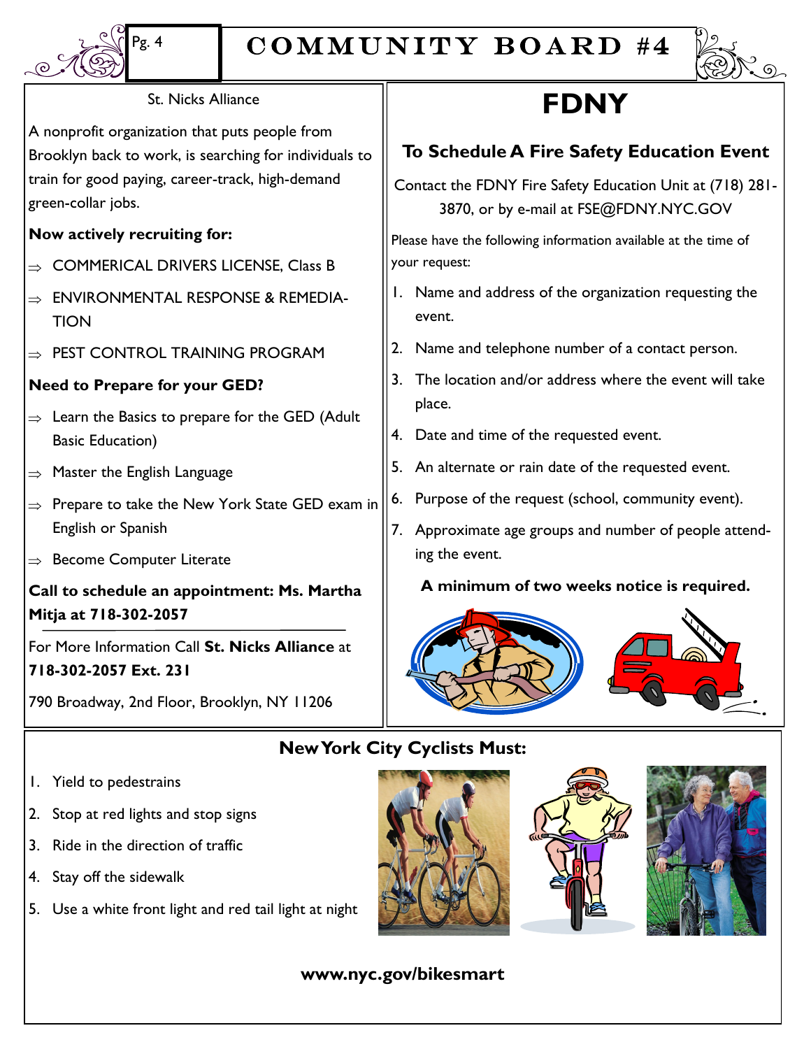# COMMUNITY BOARD #4

## St. Nicks Alliance

A nonprofit organization that puts people from Brooklyn back to work, is searching for individuals to train for good paying, career-track, high-demand green-collar jobs.

**Now actively recruiting for:**

- COMMERICAL DRIVERS LICENSE, Class B
- ENVIRONMENTAL RESPONSE & REMEDIATION
- PEST CONTROL TRAINING PROGRAM

**Need to Prepare for your GED?**

- Learn the Basics to prepare for the GED (Adult Basic Education)
- Master the English Language
- Prepare to take the New York State GED exam in English or Spanish
- Become Computer Literate

**Call to schedule an appointment: Ms. Martha Mitja at 718-302-2057**

For More Information Call **St. Nicks Alliance** at **718-302-2057 Ext. 231**

790 Broadway, 2nd Floor, Brooklyn, NY 11206

## FDNY

### To Schedule A Fire Safety Education Event

Contact the FDNY Fire Safety Education Unit at (718) 281-3870, or by e-mail at FSE@FDNY.NYC.GOV

Please have the following information available at the time of your request:

1. Name and address of the organization requesting the event.
2. Name and telephone number of a contact person.
3. The location and/or address where the event will take place.
4. Date and time of the requested event.
5. An alternate or rain date of the requested event.
6. Purpose of the request (school, community event).
7. Approximate age groups and number of people attending the event.

**A minimum of two weeks notice is required.**

## New York City Cyclists Must:

1. Yield to pedestrains
2. Stop at red lights and stop signs
3. Ride in the direction of traffic
4. Stay off the sidewalk
5. Use a white front light and red tail light at night

**www.nyc.gov/bikesmart**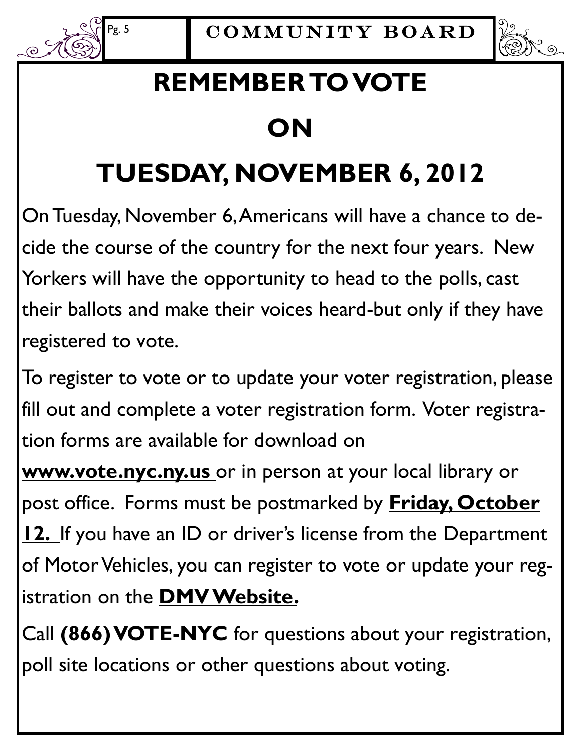# REMEMBER TO VOTE

# ON

# TUESDAY, NOVEMBER 6, 2012

On Tuesday, November 6, Americans will have a chance to decide the course of the country for the next four years. New Yorkers will have the opportunity to head to the polls, cast their ballots and make their voices heard-but only if they have registered to vote.

To register to vote or to update your voter registration, please fill out and complete a voter registration form. Voter registration forms are available for download on **www.vote.nyc.ny.us** or in person at your local library or post office. Forms must be postmarked by **Friday, October 12.** If you have an ID or driver's license from the Department of Motor Vehicles, you can register to vote or update your registration on the **DMV Website.**

Call **(866) VOTE-NYC** for questions about your registration, poll site locations or other questions about voting.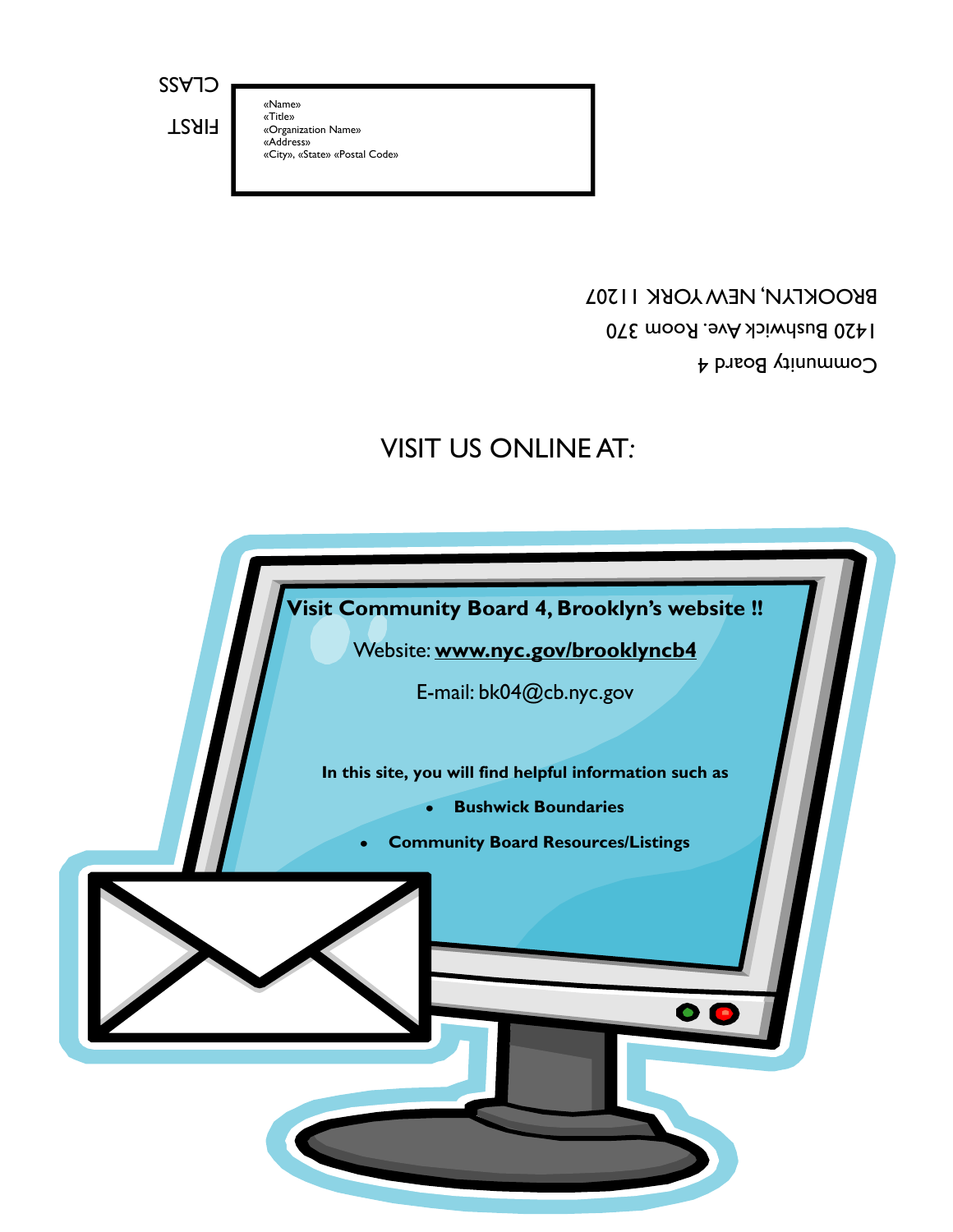FIRST CLASS

«Name»
«Title»
«Organization Name»
«Address»
«City», «State» «Postal Code»

Community Board 4
1420 Bushwick Ave. Room 370
BROOKLYN, NEW YORK 11207

VISIT US ONLINE AT:

**Visit Community Board 4, Brooklyn's website !!**

Website: **www.nyc.gov/brooklyncb4**

E-mail: bk04@cb.nyc.gov

**In this site, you will find helpful information such as**

- **Bushwick Boundaries**
- **Community Board Resources/Listings**